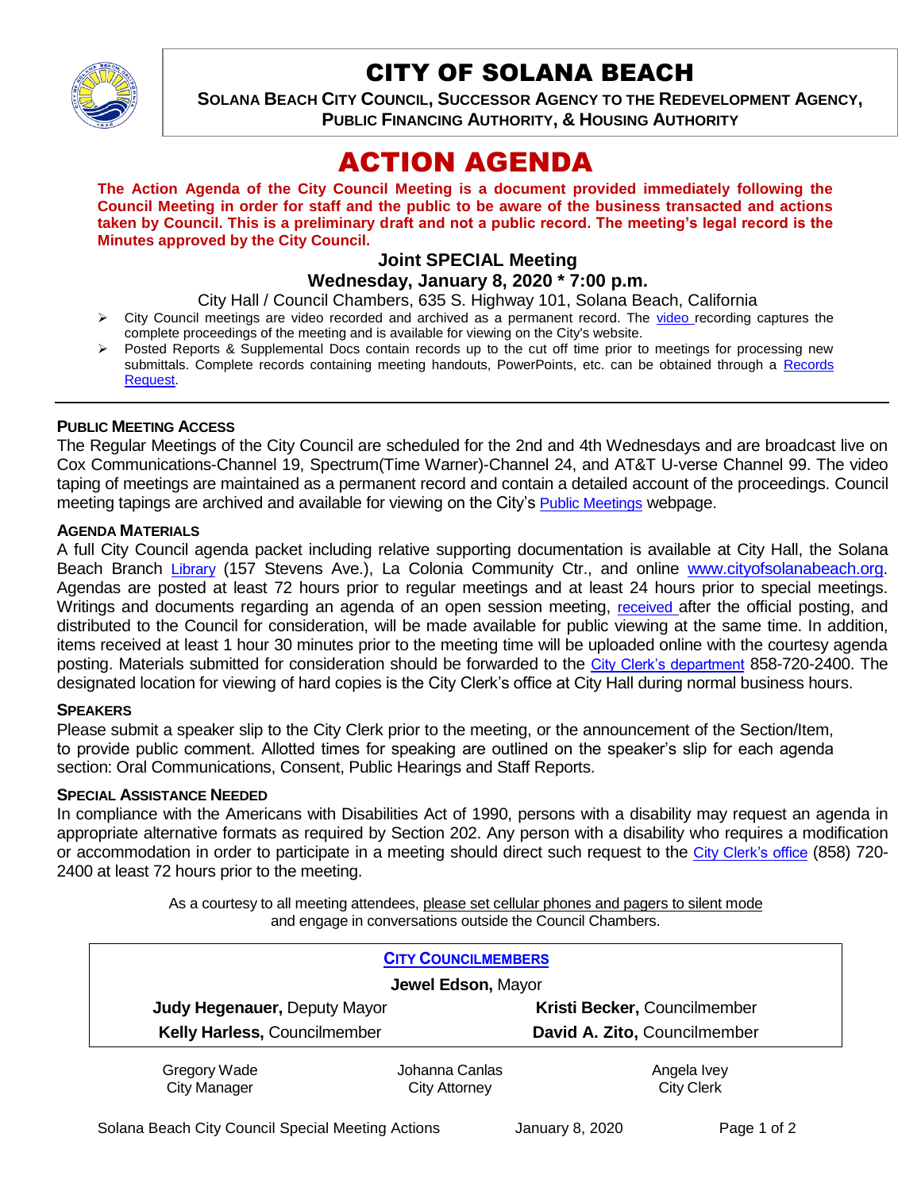# CITY OF SOLANA BEACH

**SOLANA BEACH CITY COUNCIL, SUCCESSOR AGENCY TO THE REDEVELOPMENT AGENCY, PUBLIC FINANCING AUTHORITY, & HOUSING AUTHORITY**

# ACTION AGENDA

**The Action Agenda of the City Council Meeting is a document provided immediately following the Council Meeting in order for staff and the public to be aware of the business transacted and actions taken by Council. This is a preliminary draft and not a public record. The meeting's legal record is the Minutes approved by the City Council.**

### Joint SPECIAL Meeting
### Wednesday, January 8, 2020 * 7:00 p.m.

City Hall / Council Chambers, 635 S. Highway 101, Solana Beach, California

- City Council meetings are video recorded and archived as a permanent record. The video recording captures the complete proceedings of the meeting and is available for viewing on the City's website.
- Posted Reports & Supplemental Docs contain records up to the cut off time prior to meetings for processing new submittals. Complete records containing meeting handouts, PowerPoints, etc. can be obtained through a Records Request.

---

**PUBLIC MEETING ACCESS**

The Regular Meetings of the City Council are scheduled for the 2nd and 4th Wednesdays and are broadcast live on Cox Communications-Channel 19, Spectrum(Time Warner)-Channel 24, and AT&T U-verse Channel 99. The video taping of meetings are maintained as a permanent record and contain a detailed account of the proceedings. Council meeting tapings are archived and available for viewing on the City's Public Meetings webpage.

**AGENDA MATERIALS**

A full City Council agenda packet including relative supporting documentation is available at City Hall, the Solana Beach Branch Library (157 Stevens Ave.), La Colonia Community Ctr., and online www.cityofsolanabeach.org. Agendas are posted at least 72 hours prior to regular meetings and at least 24 hours prior to special meetings. Writings and documents regarding an agenda of an open session meeting, received after the official posting, and distributed to the Council for consideration, will be made available for public viewing at the same time. In addition, items received at least 1 hour 30 minutes prior to the meeting time will be uploaded online with the courtesy agenda posting. Materials submitted for consideration should be forwarded to the City Clerk's department 858-720-2400. The designated location for viewing of hard copies is the City Clerk's office at City Hall during normal business hours.

**SPEAKERS**

Please submit a speaker slip to the City Clerk prior to the meeting, or the announcement of the Section/Item, to provide public comment. Allotted times for speaking are outlined on the speaker's slip for each agenda section: Oral Communications, Consent, Public Hearings and Staff Reports.

**SPECIAL ASSISTANCE NEEDED**

In compliance with the Americans with Disabilities Act of 1990, persons with a disability may request an agenda in appropriate alternative formats as required by Section 202. Any person with a disability who requires a modification or accommodation in order to participate in a meeting should direct such request to the City Clerk's office (858) 720-2400 at least 72 hours prior to the meeting.

As a courtesy to all meeting attendees, please set cellular phones and pagers to silent mode and engage in conversations outside the Council Chambers.

| CITY COUNCILMEMBERS | |
|---|---|
| **Jewel Edson,** Mayor | |
| **Judy Hegenauer,** Deputy Mayor | **Kristi Becker,** Councilmember |
| **Kelly Harless,** Councilmember | **David A. Zito,** Councilmember |

| Gregory Wade | Johanna Canlas | Angela Ivey |
|---|---|---|
| City Manager | City Attorney | City Clerk |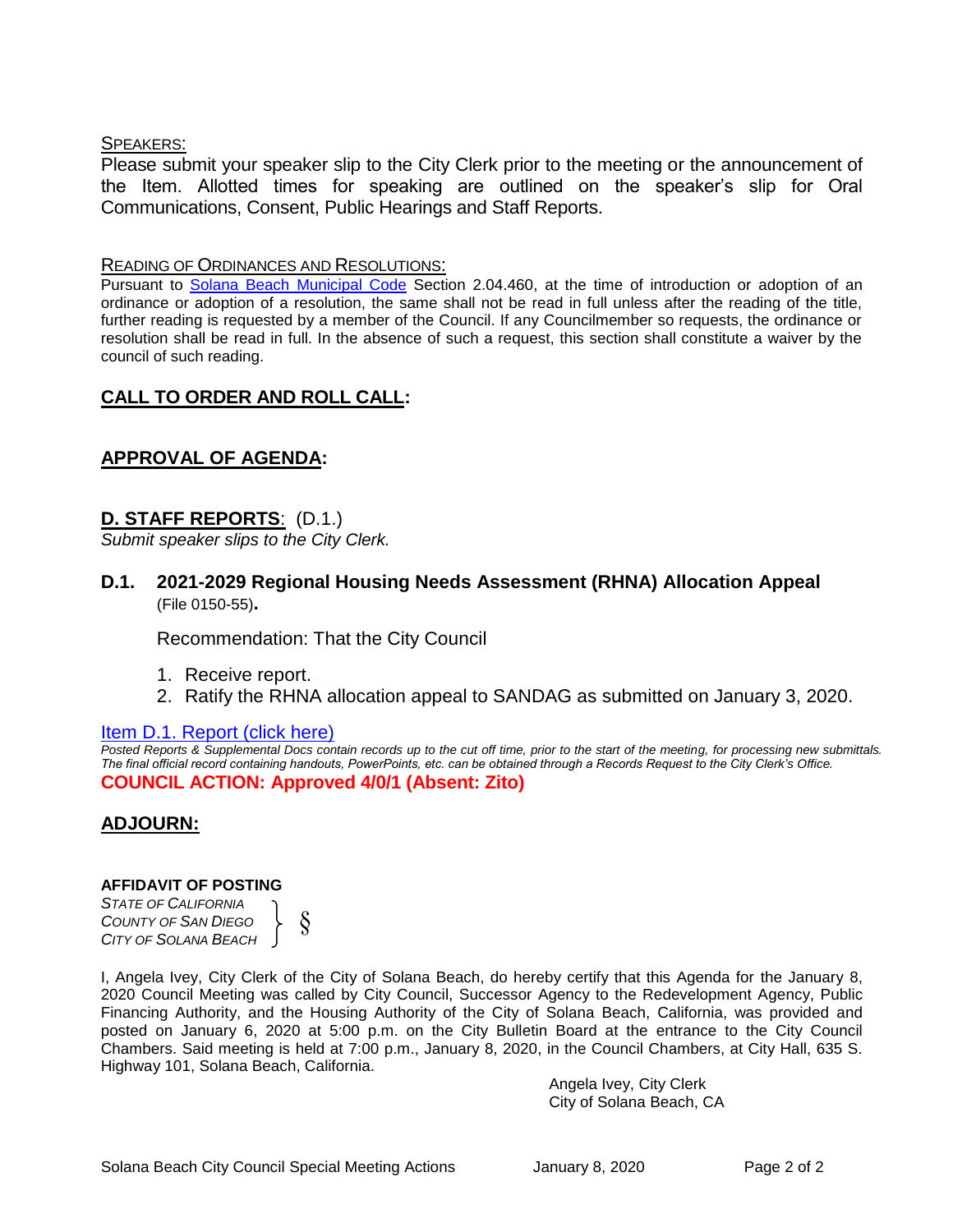SPEAKERS:

Please submit your speaker slip to the City Clerk prior to the meeting or the announcement of the Item. Allotted times for speaking are outlined on the speaker's slip for Oral Communications, Consent, Public Hearings and Staff Reports.

READING OF ORDINANCES AND RESOLUTIONS:

Pursuant to [Solana Beach Municipal Code](#) Section 2.04.460, at the time of introduction or adoption of an ordinance or adoption of a resolution, the same shall not be read in full unless after the reading of the title, further reading is requested by a member of the Council. If any Councilmember so requests, the ordinance or resolution shall be read in full. In the absence of such a request, this section shall constitute a waiver by the council of such reading.

## CALL TO ORDER AND ROLL CALL:

## APPROVAL OF AGENDA:

## D. STAFF REPORTS: (D.1.)

*Submit speaker slips to the City Clerk.*

### D.1. 2021-2029 Regional Housing Needs Assessment (RHNA) Allocation Appeal

(File 0150-55).

Recommendation: That the City Council

1. Receive report.
2. Ratify the RHNA allocation appeal to SANDAG as submitted on January 3, 2020.

[Item D.1. Report (click here)](#)

*Posted Reports & Supplemental Docs contain records up to the cut off time, prior to the start of the meeting, for processing new submittals. The final official record containing handouts, PowerPoints, etc. can be obtained through a Records Request to the City Clerk's Office.*

**COUNCIL ACTION: Approved 4/0/1 (Absent: Zito)**

## ADJOURN:

**AFFIDAVIT OF POSTING**

*STATE OF CALIFORNIA*
*COUNTY OF SAN DIEGO* } §
*CITY OF SOLANA BEACH*

I, Angela Ivey, City Clerk of the City of Solana Beach, do hereby certify that this Agenda for the January 8, 2020 Council Meeting was called by City Council, Successor Agency to the Redevelopment Agency, Public Financing Authority, and the Housing Authority of the City of Solana Beach, California, was provided and posted on January 6, 2020 at 5:00 p.m. on the City Bulletin Board at the entrance to the City Council Chambers. Said meeting is held at 7:00 p.m., January 8, 2020, in the Council Chambers, at City Hall, 635 S. Highway 101, Solana Beach, California.

Angela Ivey, City Clerk
City of Solana Beach, CA